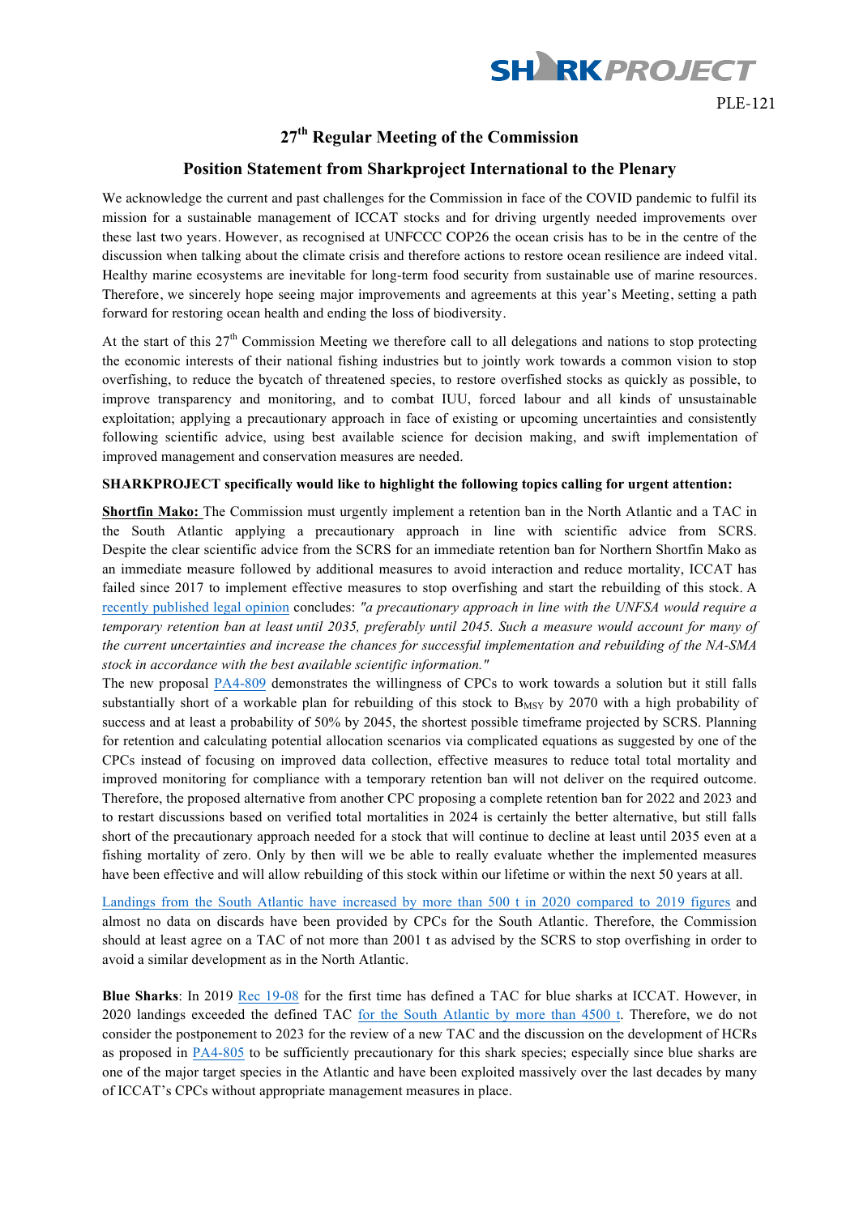PLE-121

## 27th Regular Meeting of the Commission

## Position Statement from Sharkproject International to the Plenary

We acknowledge the current and past challenges for the Commission in face of the COVID pandemic to fulfil its mission for a sustainable management of ICCAT stocks and for driving urgently needed improvements over these last two years. However, as recognised at UNFCCC COP26 the ocean crisis has to be in the centre of the discussion when talking about the climate crisis and therefore actions to restore ocean resilience are indeed vital. Healthy marine ecosystems are inevitable for long-term food security from sustainable use of marine resources. Therefore, we sincerely hope seeing major improvements and agreements at this year's Meeting, setting a path forward for restoring ocean health and ending the loss of biodiversity.

At the start of this 27th Commission Meeting we therefore call to all delegations and nations to stop protecting the economic interests of their national fishing industries but to jointly work towards a common vision to stop overfishing, to reduce the bycatch of threatened species, to restore overfished stocks as quickly as possible, to improve transparency and monitoring, and to combat IUU, forced labour and all kinds of unsustainable exploitation; applying a precautionary approach in face of existing or upcoming uncertainties and consistently following scientific advice, using best available science for decision making, and swift implementation of improved management and conservation measures are needed.

**SHARKPROJECT specifically would like to highlight the following topics calling for urgent attention:**

**Shortfin Mako:** The Commission must urgently implement a retention ban in the North Atlantic and a TAC in the South Atlantic applying a precautionary approach in line with scientific advice from SCRS. Despite the clear scientific advice from the SCRS for an immediate retention ban for Northern Shortfin Mako as an immediate measure followed by additional measures to avoid interaction and reduce mortality, ICCAT has failed since 2017 to implement effective measures to stop overfishing and start the rebuilding of this stock. A recently published legal opinion concludes: *"a precautionary approach in line with the UNFSA would require a temporary retention ban at least until 2035, preferably until 2045. Such a measure would account for many of the current uncertainties and increase the chances for successful implementation and rebuilding of the NA-SMA stock in accordance with the best available scientific information."*

The new proposal PA4-809 demonstrates the willingness of CPCs to work towards a solution but it still falls substantially short of a workable plan for rebuilding of this stock to $B_{MSY}$ by 2070 with a high probability of success and at least a probability of 50% by 2045, the shortest possible timeframe projected by SCRS. Planning for retention and calculating potential allocation scenarios via complicated equations as suggested by one of the CPCs instead of focusing on improved data collection, effective measures to reduce total total mortality and improved monitoring for compliance with a temporary retention ban will not deliver on the required outcome. Therefore, the proposed alternative from another CPC proposing a complete retention ban for 2022 and 2023 and to restart discussions based on verified total mortalities in 2024 is certainly the better alternative, but still falls short of the precautionary approach needed for a stock that will continue to decline at least until 2035 even at a fishing mortality of zero. Only by then will we be able to really evaluate whether the implemented measures have been effective and will allow rebuilding of this stock within our lifetime or within the next 50 years at all.

Landings from the South Atlantic have increased by more than 500 t in 2020 compared to 2019 figures and almost no data on discards have been provided by CPCs for the South Atlantic. Therefore, the Commission should at least agree on a TAC of not more than 2001 t as advised by the SCRS to stop overfishing in order to avoid a similar development as in the North Atlantic.

**Blue Sharks**: In 2019 Rec 19-08 for the first time has defined a TAC for blue sharks at ICCAT. However, in 2020 landings exceeded the defined TAC for the South Atlantic by more than 4500 t. Therefore, we do not consider the postponement to 2023 for the review of a new TAC and the discussion on the development of HCRs as proposed in PA4-805 to be sufficiently precautionary for this shark species; especially since blue sharks are one of the major target species in the Atlantic and have been exploited massively over the last decades by many of ICCAT's CPCs without appropriate management measures in place.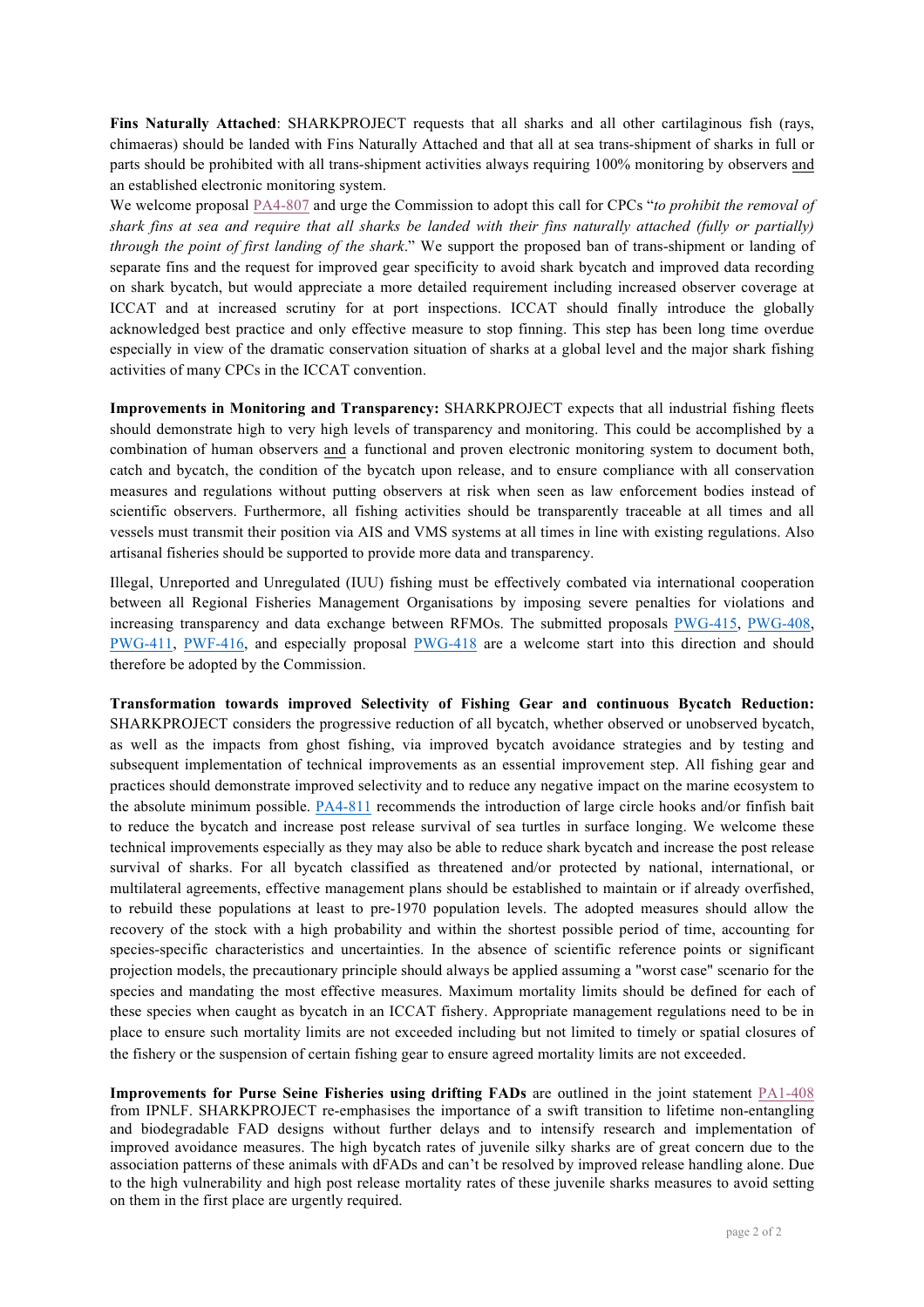**Fins Naturally Attached**: SHARKPROJECT requests that all sharks and all other cartilaginous fish (rays, chimaeras) should be landed with Fins Naturally Attached and that all at sea trans-shipment of sharks in full or parts should be prohibited with all trans-shipment activities always requiring 100% monitoring by observers and an established electronic monitoring system.

We welcome proposal PA4-807 and urge the Commission to adopt this call for CPCs "*to prohibit the removal of shark fins at sea and require that all sharks be landed with their fins naturally attached (fully or partially) through the point of first landing of the shark*." We support the proposed ban of trans-shipment or landing of separate fins and the request for improved gear specificity to avoid shark bycatch and improved data recording on shark bycatch, but would appreciate a more detailed requirement including increased observer coverage at ICCAT and at increased scrutiny for at port inspections. ICCAT should finally introduce the globally acknowledged best practice and only effective measure to stop finning. This step has been long time overdue especially in view of the dramatic conservation situation of sharks at a global level and the major shark fishing activities of many CPCs in the ICCAT convention.

**Improvements in Monitoring and Transparency:** SHARKPROJECT expects that all industrial fishing fleets should demonstrate high to very high levels of transparency and monitoring. This could be accomplished by a combination of human observers and a functional and proven electronic monitoring system to document both, catch and bycatch, the condition of the bycatch upon release, and to ensure compliance with all conservation measures and regulations without putting observers at risk when seen as law enforcement bodies instead of scientific observers. Furthermore, all fishing activities should be transparently traceable at all times and all vessels must transmit their position via AIS and VMS systems at all times in line with existing regulations. Also artisanal fisheries should be supported to provide more data and transparency.

Illegal, Unreported and Unregulated (IUU) fishing must be effectively combated via international cooperation between all Regional Fisheries Management Organisations by imposing severe penalties for violations and increasing transparency and data exchange between RFMOs. The submitted proposals PWG-415, PWG-408, PWG-411, PWF-416, and especially proposal PWG-418 are a welcome start into this direction and should therefore be adopted by the Commission.

**Transformation towards improved Selectivity of Fishing Gear and continuous Bycatch Reduction:** SHARKPROJECT considers the progressive reduction of all bycatch, whether observed or unobserved bycatch, as well as the impacts from ghost fishing, via improved bycatch avoidance strategies and by testing and subsequent implementation of technical improvements as an essential improvement step. All fishing gear and practices should demonstrate improved selectivity and to reduce any negative impact on the marine ecosystem to the absolute minimum possible. PA4-811 recommends the introduction of large circle hooks and/or finfish bait to reduce the bycatch and increase post release survival of sea turtles in surface longing. We welcome these technical improvements especially as they may also be able to reduce shark bycatch and increase the post release survival of sharks. For all bycatch classified as threatened and/or protected by national, international, or multilateral agreements, effective management plans should be established to maintain or if already overfished, to rebuild these populations at least to pre-1970 population levels. The adopted measures should allow the recovery of the stock with a high probability and within the shortest possible period of time, accounting for species-specific characteristics and uncertainties. In the absence of scientific reference points or significant projection models, the precautionary principle should always be applied assuming a "worst case" scenario for the species and mandating the most effective measures. Maximum mortality limits should be defined for each of these species when caught as bycatch in an ICCAT fishery. Appropriate management regulations need to be in place to ensure such mortality limits are not exceeded including but not limited to timely or spatial closures of the fishery or the suspension of certain fishing gear to ensure agreed mortality limits are not exceeded.

**Improvements for Purse Seine Fisheries using drifting FADs** are outlined in the joint statement PA1-408 from IPNLF. SHARKPROJECT re-emphasises the importance of a swift transition to lifetime non-entangling and biodegradable FAD designs without further delays and to intensify research and implementation of improved avoidance measures. The high bycatch rates of juvenile silky sharks are of great concern due to the association patterns of these animals with dFADs and can't be resolved by improved release handling alone. Due to the high vulnerability and high post release mortality rates of these juvenile sharks measures to avoid setting on them in the first place are urgently required.